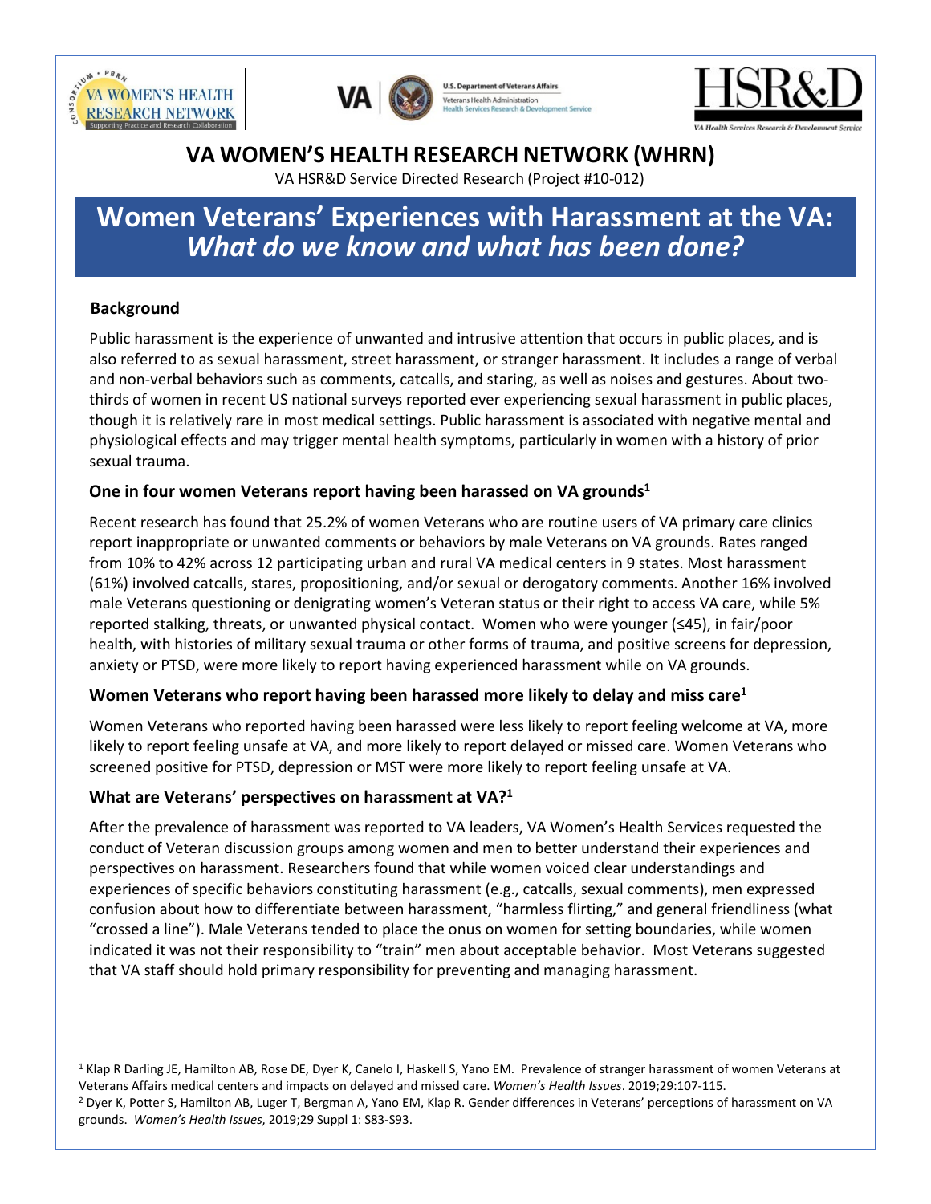# VA WOMEN'S HEALTH RESEARCH NETWORK (WHRN)

VA HSR&D Service Directed Research (Project #10-012)

# Women Veterans' Experiences with Harassment at the VA: *What do we know and what has been done?*

## Background

Public harassment is the experience of unwanted and intrusive attention that occurs in public places, and is also referred to as sexual harassment, street harassment, or stranger harassment. It includes a range of verbal and non-verbal behaviors such as comments, catcalls, and staring, as well as noises and gestures. About two-thirds of women in recent US national surveys reported ever experiencing sexual harassment in public places, though it is relatively rare in most medical settings. Public harassment is associated with negative mental and physiological effects and may trigger mental health symptoms, particularly in women with a history of prior sexual trauma.

### One in four women Veterans report having been harassed on VA grounds[1]

Recent research has found that 25.2% of women Veterans who are routine users of VA primary care clinics report inappropriate or unwanted comments or behaviors by male Veterans on VA grounds. Rates ranged from 10% to 42% across 12 participating urban and rural VA medical centers in 9 states. Most harassment (61%) involved catcalls, stares, propositioning, and/or sexual or derogatory comments. Another 16% involved male Veterans questioning or denigrating women's Veteran status or their right to access VA care, while 5% reported stalking, threats, or unwanted physical contact. Women who were younger (≤45), in fair/poor health, with histories of military sexual trauma or other forms of trauma, and positive screens for depression, anxiety or PTSD, were more likely to report having experienced harassment while on VA grounds.

### Women Veterans who report having been harassed more likely to delay and miss care[1]

Women Veterans who reported having been harassed were less likely to report feeling welcome at VA, more likely to report feeling unsafe at VA, and more likely to report delayed or missed care. Women Veterans who screened positive for PTSD, depression or MST were more likely to report feeling unsafe at VA.

### What are Veterans' perspectives on harassment at VA?[1]

After the prevalence of harassment was reported to VA leaders, VA Women's Health Services requested the conduct of Veteran discussion groups among women and men to better understand their experiences and perspectives on harassment. Researchers found that while women voiced clear understandings and experiences of specific behaviors constituting harassment (e.g., catcalls, sexual comments), men expressed confusion about how to differentiate between harassment, "harmless flirting," and general friendliness (what "crossed a line"). Male Veterans tended to place the onus on women for setting boundaries, while women indicated it was not their responsibility to "train" men about acceptable behavior. Most Veterans suggested that VA staff should hold primary responsibility for preventing and managing harassment.

---

[1] Klap R Darling JE, Hamilton AB, Rose DE, Dyer K, Canelo I, Haskell S, Yano EM. Prevalence of stranger harassment of women Veterans at Veterans Affairs medical centers and impacts on delayed and missed care. *Women's Health Issues*. 2019;29:107-115.

[2] Dyer K, Potter S, Hamilton AB, Luger T, Bergman A, Yano EM, Klap R. Gender differences in Veterans' perceptions of harassment on VA grounds. *Women's Health Issues*, 2019;29 Suppl 1: S83-S93.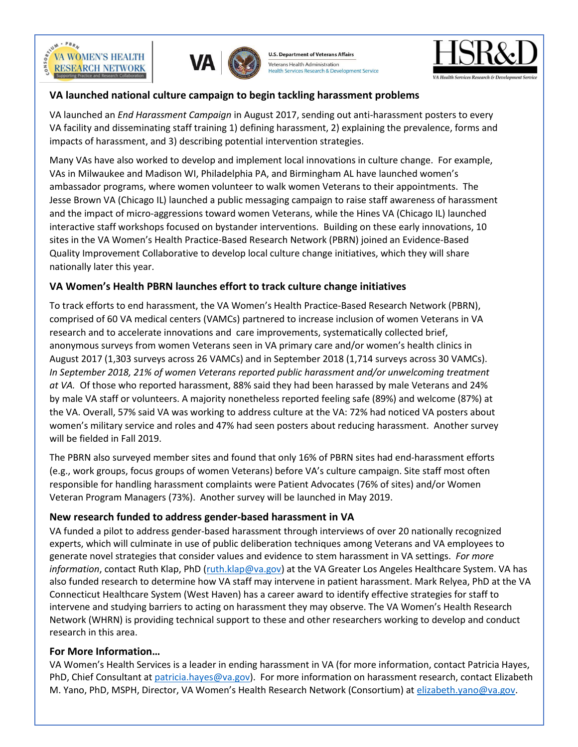## VA launched national culture campaign to begin tackling harassment problems

VA launched an *End Harassment Campaign* in August 2017, sending out anti-harassment posters to every VA facility and disseminating staff training 1) defining harassment, 2) explaining the prevalence, forms and impacts of harassment, and 3) describing potential intervention strategies.

Many VAs have also worked to develop and implement local innovations in culture change. For example, VAs in Milwaukee and Madison WI, Philadelphia PA, and Birmingham AL have launched women's ambassador programs, where women volunteer to walk women Veterans to their appointments. The Jesse Brown VA (Chicago IL) launched a public messaging campaign to raise staff awareness of harassment and the impact of micro-aggressions toward women Veterans, while the Hines VA (Chicago IL) launched interactive staff workshops focused on bystander interventions. Building on these early innovations, 10 sites in the VA Women's Health Practice-Based Research Network (PBRN) joined an Evidence-Based Quality Improvement Collaborative to develop local culture change initiatives, which they will share nationally later this year.

## VA Women's Health PBRN launches effort to track culture change initiatives

To track efforts to end harassment, the VA Women's Health Practice-Based Research Network (PBRN), comprised of 60 VA medical centers (VAMCs) partnered to increase inclusion of women Veterans in VA research and to accelerate innovations and care improvements, systematically collected brief, anonymous surveys from women Veterans seen in VA primary care and/or women's health clinics in August 2017 (1,303 surveys across 26 VAMCs) and in September 2018 (1,714 surveys across 30 VAMCs). *In September 2018, 21% of women Veterans reported public harassment and/or unwelcoming treatment at VA.* Of those who reported harassment, 88% said they had been harassed by male Veterans and 24% by male VA staff or volunteers. A majority nonetheless reported feeling safe (89%) and welcome (87%) at the VA. Overall, 57% said VA was working to address culture at the VA: 72% had noticed VA posters about women's military service and roles and 47% had seen posters about reducing harassment. Another survey will be fielded in Fall 2019.

The PBRN also surveyed member sites and found that only 16% of PBRN sites had end-harassment efforts (e.g., work groups, focus groups of women Veterans) before VA's culture campaign. Site staff most often responsible for handling harassment complaints were Patient Advocates (76% of sites) and/or Women Veteran Program Managers (73%). Another survey will be launched in May 2019.

## New research funded to address gender-based harassment in VA

VA funded a pilot to address gender-based harassment through interviews of over 20 nationally recognized experts, which will culminate in use of public deliberation techniques among Veterans and VA employees to generate novel strategies that consider values and evidence to stem harassment in VA settings. *For more information*, contact Ruth Klap, PhD (ruth.klap@va.gov) at the VA Greater Los Angeles Healthcare System. VA has also funded research to determine how VA staff may intervene in patient harassment. Mark Relyea, PhD at the VA Connecticut Healthcare System (West Haven) has a career award to identify effective strategies for staff to intervene and studying barriers to acting on harassment they may observe. The VA Women's Health Research Network (WHRN) is providing technical support to these and other researchers working to develop and conduct research in this area.

## For More Information…

VA Women's Health Services is a leader in ending harassment in VA (for more information, contact Patricia Hayes, PhD, Chief Consultant at patricia.hayes@va.gov). For more information on harassment research, contact Elizabeth M. Yano, PhD, MSPH, Director, VA Women's Health Research Network (Consortium) at elizabeth.yano@va.gov.